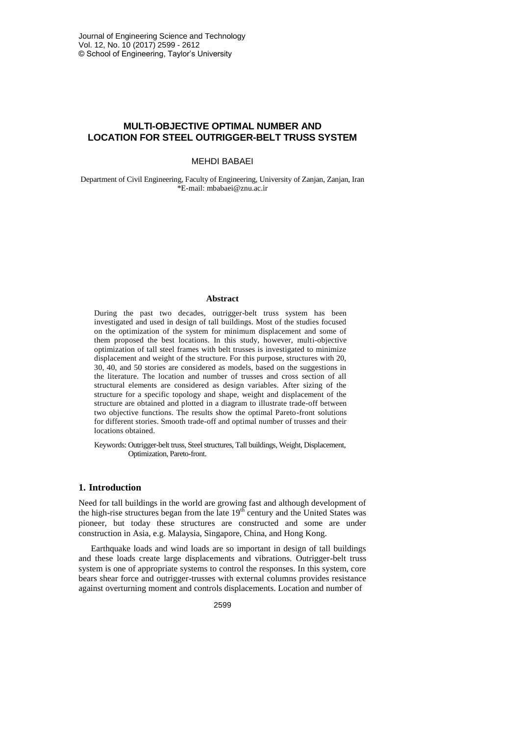# MULTI-OBJECTIVE OPTIMAL NUMBER AND LOCATION FOR STEEL OUTRIGGER-BELT TRUSS SYSTEM

MEHDI BABAEI

Department of Civil Engineering, Faculty of Engineering, University of Zanjan, Zanjan, Iran
*E-mail: mbabaei@znu.ac.ir

## Abstract

During the past two decades, outrigger-belt truss system has been investigated and used in design of tall buildings. Most of the studies focused on the optimization of the system for minimum displacement and some of them proposed the best locations. In this study, however, multi-objective optimization of tall steel frames with belt trusses is investigated to minimize displacement and weight of the structure. For this purpose, structures with 20, 30, 40, and 50 stories are considered as models, based on the suggestions in the literature. The location and number of trusses and cross section of all structural elements are considered as design variables. After sizing of the structure for a specific topology and shape, weight and displacement of the structure are obtained and plotted in a diagram to illustrate trade-off between two objective functions. The results show the optimal Pareto-front solutions for different stories. Smooth trade-off and optimal number of trusses and their locations obtained.

Keywords: Outrigger-belt truss, Steel structures, Tall buildings, Weight, Displacement, Optimization, Pareto-front.

## 1. Introduction

Need for tall buildings in the world are growing fast and although development of the high-rise structures began from the late $19^{th}$ century and the United States was pioneer, but today these structures are constructed and some are under construction in Asia, e.g. Malaysia, Singapore, China, and Hong Kong.

Earthquake loads and wind loads are so important in design of tall buildings and these loads create large displacements and vibrations. Outrigger-belt truss system is one of appropriate systems to control the responses. In this system, core bears shear force and outrigger-trusses with external columns provides resistance against overturning moment and controls displacements. Location and number of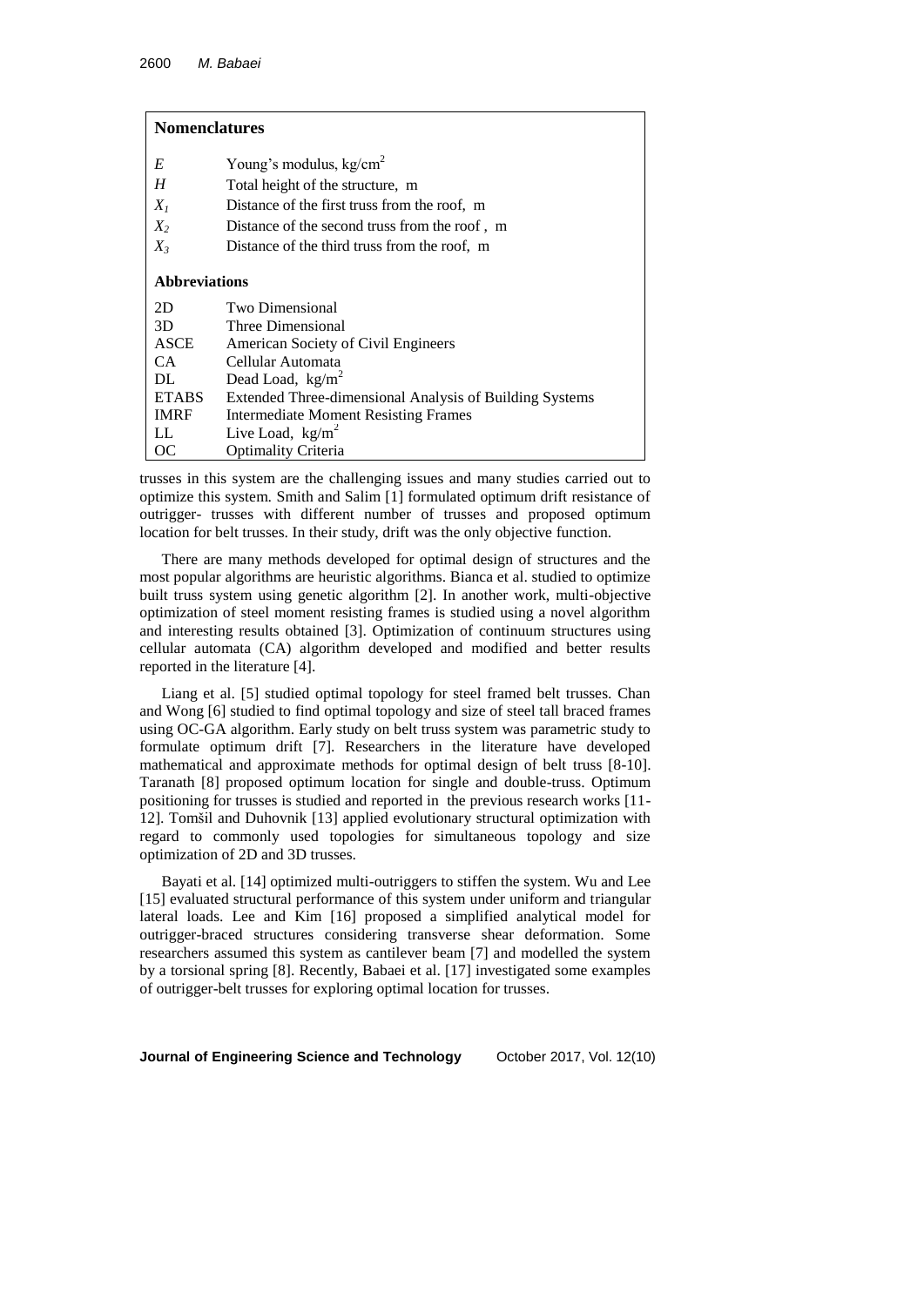## Nomenclatures

| | |
|---|---|
| $E$ | Young's modulus, kg/cm$^2$ |
| $H$ | Total height of the structure, m |
| $X_1$ | Distance of the first truss from the roof, m |
| $X_2$ | Distance of the second truss from the roof , m |
| $X_3$ | Distance of the third truss from the roof, m |

### Abbreviations

| | |
|---|---|
| 2D | Two Dimensional |
| 3D | Three Dimensional |
| ASCE | American Society of Civil Engineers |
| CA | Cellular Automata |
| DL | Dead Load, kg/m$^2$ |
| ETABS | Extended Three-dimensional Analysis of Building Systems |
| IMRF | Intermediate Moment Resisting Frames |
| LL | Live Load, kg/m$^2$ |
| OC | Optimality Criteria |

trusses in this system are the challenging issues and many studies carried out to optimize this system. Smith and Salim [1] formulated optimum drift resistance of outrigger- trusses with different number of trusses and proposed optimum location for belt trusses. In their study, drift was the only objective function.

There are many methods developed for optimal design of structures and the most popular algorithms are heuristic algorithms. Bianca et al. studied to optimize built truss system using genetic algorithm [2]. In another work, multi-objective optimization of steel moment resisting frames is studied using a novel algorithm and interesting results obtained [3]. Optimization of continuum structures using cellular automata (CA) algorithm developed and modified and better results reported in the literature [4].

Liang et al. [5] studied optimal topology for steel framed belt trusses. Chan and Wong [6] studied to find optimal topology and size of steel tall braced frames using OC-GA algorithm. Early study on belt truss system was parametric study to formulate optimum drift [7]. Researchers in the literature have developed mathematical and approximate methods for optimal design of belt truss [8-10]. Taranath [8] proposed optimum location for single and double-truss. Optimum positioning for trusses is studied and reported in the previous research works [11-12]. Tomšil and Duhovnik [13] applied evolutionary structural optimization with regard to commonly used topologies for simultaneous topology and size optimization of 2D and 3D trusses.

Bayati et al. [14] optimized multi-outriggers to stiffen the system. Wu and Lee [15] evaluated structural performance of this system under uniform and triangular lateral loads. Lee and Kim [16] proposed a simplified analytical model for outrigger-braced structures considering transverse shear deformation. Some researchers assumed this system as cantilever beam [7] and modelled the system by a torsional spring [8]. Recently, Babaei et al. [17] investigated some examples of outrigger-belt trusses for exploring optimal location for trusses.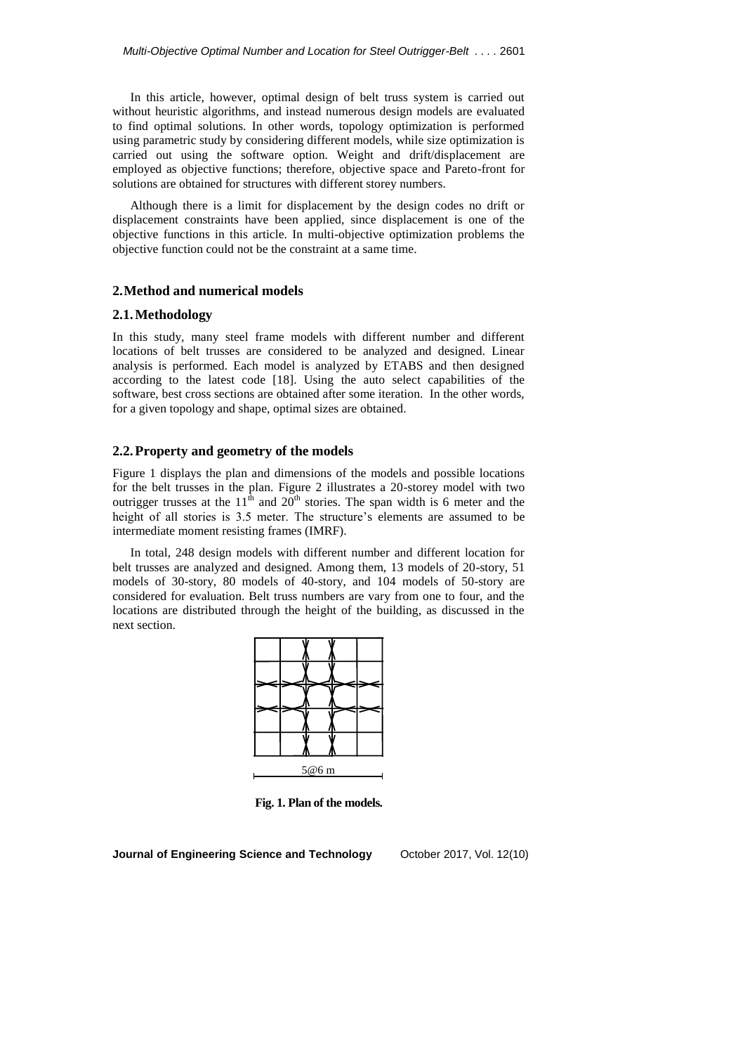In this article, however, optimal design of belt truss system is carried out without heuristic algorithms, and instead numerous design models are evaluated to find optimal solutions. In other words, topology optimization is performed using parametric study by considering different models, while size optimization is carried out using the software option. Weight and drift/displacement are employed as objective functions; therefore, objective space and Pareto-front for solutions are obtained for structures with different storey numbers.

Although there is a limit for displacement by the design codes no drift or displacement constraints have been applied, since displacement is one of the objective functions in this article. In multi-objective optimization problems the objective function could not be the constraint at a same time.

## 2. Method and numerical models

### 2.1. Methodology

In this study, many steel frame models with different number and different locations of belt trusses are considered to be analyzed and designed. Linear analysis is performed. Each model is analyzed by ETABS and then designed according to the latest code [18]. Using the auto select capabilities of the software, best cross sections are obtained after some iteration. In the other words, for a given topology and shape, optimal sizes are obtained.

### 2.2. Property and geometry of the models

Figure 1 displays the plan and dimensions of the models and possible locations for the belt trusses in the plan. Figure 2 illustrates a 20-storey model with two outrigger trusses at the 11th and 20th stories. The span width is 6 meter and the height of all stories is 3.5 meter. The structure's elements are assumed to be intermediate moment resisting frames (IMRF).

In total, 248 design models with different number and different location for belt trusses are analyzed and designed. Among them, 13 models of 20-story, 51 models of 30-story, 80 models of 40-story, and 104 models of 50-story are considered for evaluation. Belt truss numbers are vary from one to four, and the locations are distributed through the height of the building, as discussed in the next section.

5@6 m

**Fig. 1. Plan of the models.**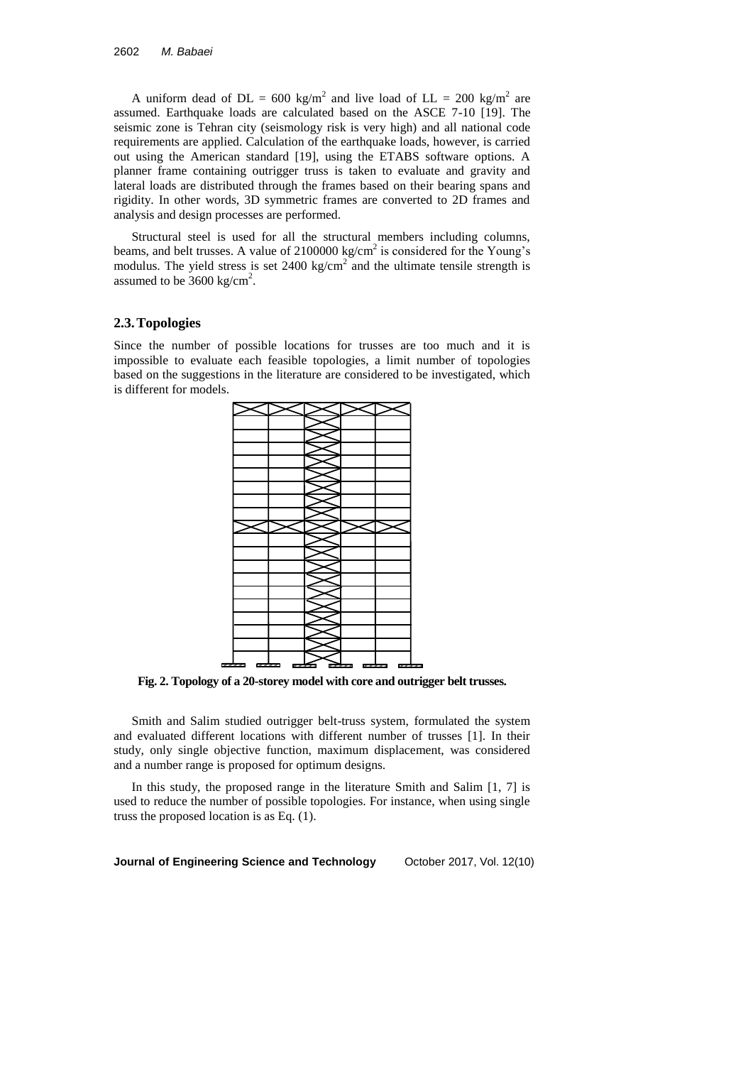A uniform dead of DL = 600 kg/m$^2$ and live load of LL = 200 kg/m$^2$ are assumed. Earthquake loads are calculated based on the ASCE 7-10 [19]. The seismic zone is Tehran city (seismology risk is very high) and all national code requirements are applied. Calculation of the earthquake loads, however, is carried out using the American standard [19], using the ETABS software options. A planner frame containing outrigger truss is taken to evaluate and gravity and lateral loads are distributed through the frames based on their bearing spans and rigidity. In other words, 3D symmetric frames are converted to 2D frames and analysis and design processes are performed.

Structural steel is used for all the structural members including columns, beams, and belt trusses. A value of 2100000 kg/cm$^2$ is considered for the Young's modulus. The yield stress is set 2400 kg/cm$^2$ and the ultimate tensile strength is assumed to be 3600 kg/cm$^2$.

## 2.3. Topologies

Since the number of possible locations for trusses are too much and it is impossible to evaluate each feasible topologies, a limit number of topologies based on the suggestions in the literature are considered to be investigated, which is different for models.

**Fig. 2. Topology of a 20-storey model with core and outrigger belt trusses.**

Smith and Salim studied outrigger belt-truss system, formulated the system and evaluated different locations with different number of trusses [1]. In their study, only single objective function, maximum displacement, was considered and a number range is proposed for optimum designs.

In this study, the proposed range in the literature Smith and Salim [1, 7] is used to reduce the number of possible topologies. For instance, when using single truss the proposed location is as Eq. (1).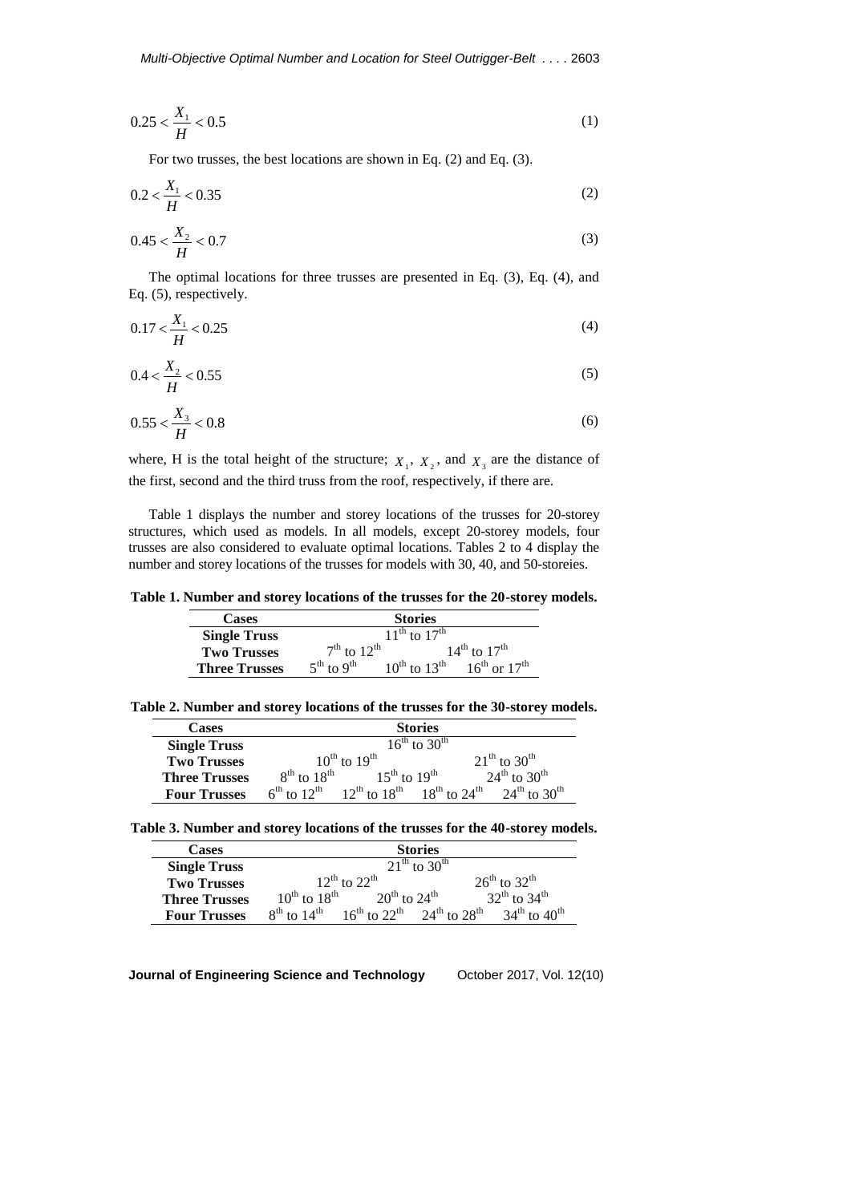$$0.25 < \frac{X_1}{H} < 0.5 \tag{1}$$

For two trusses, the best locations are shown in Eq. (2) and Eq. (3).

$$0.2 < \frac{X_1}{H} < 0.35 \tag{2}$$

$$0.45 < \frac{X_2}{H} < 0.7 \tag{3}$$

The optimal locations for three trusses are presented in Eq. (3), Eq. (4), and Eq. (5), respectively.

$$0.17 < \frac{X_1}{H} < 0.25 \tag{4}$$

$$0.4 < \frac{X_2}{H} < 0.55 \tag{5}$$

$$0.55 < \frac{X_3}{H} < 0.8 \tag{6}$$

where, H is the total height of the structure; $X_1$, $X_2$, and $X_3$ are the distance of the first, second and the third truss from the roof, respectively, if there are.

Table 1 displays the number and storey locations of the trusses for 20-storey structures, which used as models. In all models, except 20-storey models, four trusses are also considered to evaluate optimal locations. Tables 2 to 4 display the number and storey locations of the trusses for models with 30, 40, and 50-storeies.

**Table 1. Number and storey locations of the trusses for the 20-storey models.**

| Cases | Stories | | |
|---|---|---|---|
| **Single Truss** | 11th to 17th | | |
| **Two Trusses** | 7th to 12th | | 14th to 17th |
| **Three Trusses** | 5th to 9th | 10th to 13th | 16th or 17th |

**Table 2. Number and storey locations of the trusses for the 30-storey models.**

| Cases | Stories | | | |
|---|---|---|---|---|
| **Single Truss** | 16th to 30th | | | |
| **Two Trusses** | 10th to 19th | | 21th to 30th | |
| **Three Trusses** | 8th to 18th | 15th to 19th | 24th to 30th | |
| **Four Trusses** | 6th to 12th | 12th to 18th | 18th to 24th | 24th to 30th |

**Table 3. Number and storey locations of the trusses for the 40-storey models.**

| Cases | Stories | | | |
|---|---|---|---|---|
| **Single Truss** | 21th to 30th | | | |
| **Two Trusses** | 12th to 22th | | 26th to 32th | |
| **Three Trusses** | 10th to 18th | 20th to 24th | 32th to 34th | |
| **Four Trusses** | 8th to 14th | 16th to 22th | 24th to 28th | 34th to 40th |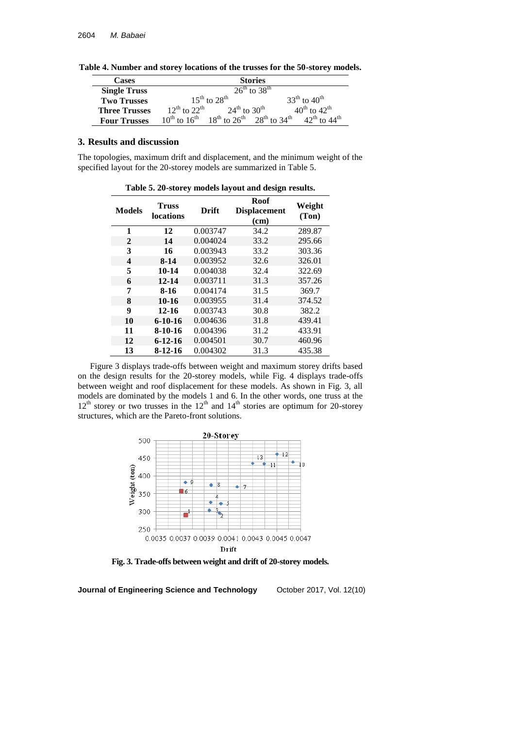**Table 4. Number and storey locations of the trusses for the 50-storey models.**

| Cases | Stories | | | |
|---|---|---|---|---|
| **Single Truss** | $26^{th}$ to $38^{th}$ | | | |
| **Two Trusses** | $15^{th}$ to $28^{th}$ | | $33^{th}$ to $40^{th}$ | |
| **Three Trusses** | $12^{th}$ to $22^{th}$ | $24^{th}$ to $30^{th}$ | $40^{th}$ to $42^{th}$ | |
| **Four Trusses** | $10^{th}$ to $16^{th}$ | $18^{th}$ to $26^{th}$ | $28^{th}$ to $34^{th}$ | $42^{th}$ to $44^{th}$ |

## 3. Results and discussion

The topologies, maximum drift and displacement, and the minimum weight of the specified layout for the 20-storey models are summarized in Table 5.

**Table 5. 20-storey models layout and design results.**

| Models | Truss locations | Drift | Roof Displacement (cm) | Weight (Ton) |
|---|---|---|---|---|
| **1** | **12** | 0.003747 | 34.2 | 289.87 |
| **2** | **14** | 0.004024 | 33.2 | 295.66 |
| **3** | **16** | 0.003943 | 33.2 | 303.36 |
| **4** | **8-14** | 0.003952 | 32.6 | 326.01 |
| **5** | **10-14** | 0.004038 | 32.4 | 322.69 |
| **6** | **12-14** | 0.003711 | 31.3 | 357.26 |
| **7** | **8-16** | 0.004174 | 31.5 | 369.7 |
| **8** | **10-16** | 0.003955 | 31.4 | 374.52 |
| **9** | **12-16** | 0.003743 | 30.8 | 382.2 |
| **10** | **6-10-16** | 0.004636 | 31.8 | 439.41 |
| **11** | **8-10-16** | 0.004396 | 31.2 | 433.91 |
| **12** | **6-12-16** | 0.004501 | 30.7 | 460.96 |
| **13** | **8-12-16** | 0.004302 | 31.3 | 435.38 |

Figure 3 displays trade-offs between weight and maximum storey drifts based on the design results for the 20-storey models, while Fig. 4 displays trade-offs between weight and roof displacement for these models. As shown in Fig. 3, all models are dominated by the models 1 and 6. In the other words, one truss at the $12^{th}$ storey or two trusses in the $12^{th}$ and $14^{th}$ stories are optimum for 20-storey structures, which are the Pareto-front solutions.

**Fig. 3. Trade-offs between weight and drift of 20-storey models.**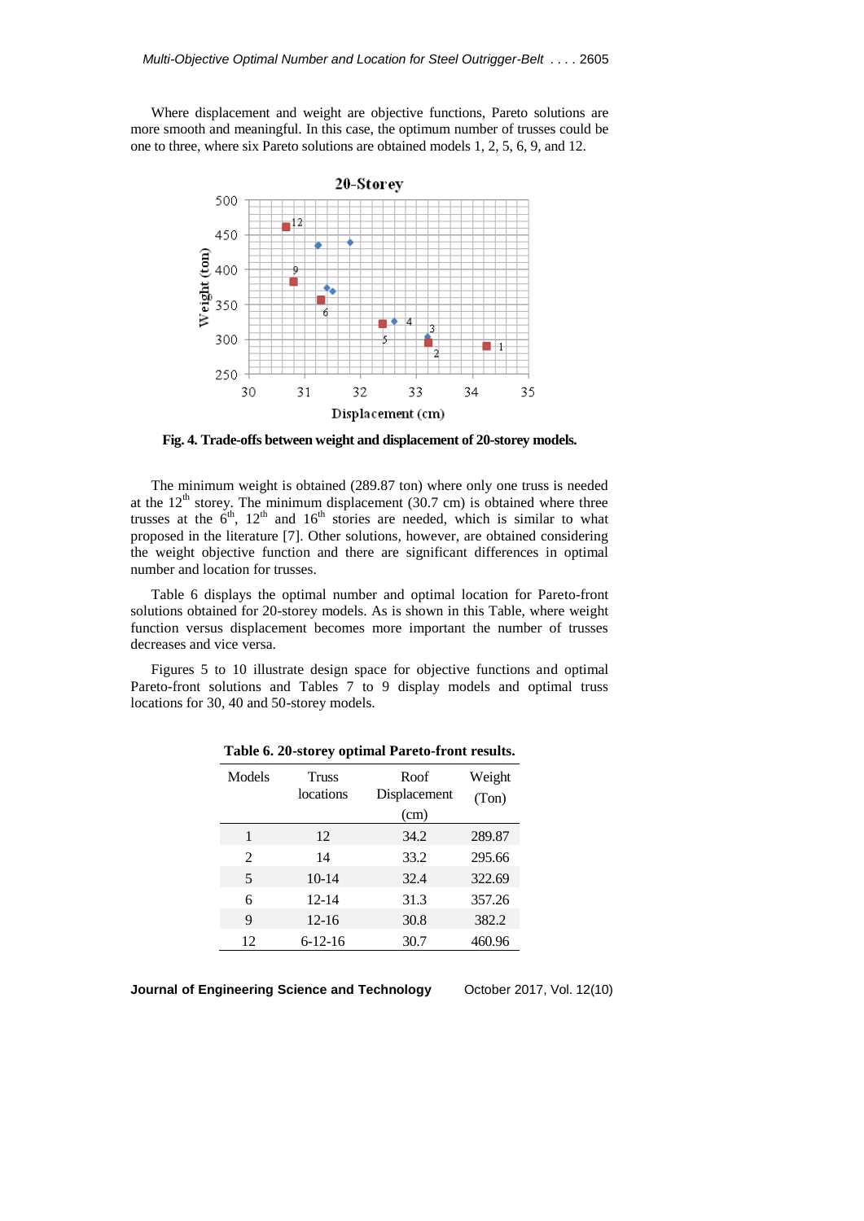Where displacement and weight are objective functions, Pareto solutions are more smooth and meaningful. In this case, the optimum number of trusses could be one to three, where six Pareto solutions are obtained models 1, 2, 5, 6, 9, and 12.

**Fig. 4. Trade-offs between weight and displacement of 20-storey models.**

The minimum weight is obtained (289.87 ton) where only one truss is needed at the 12th storey. The minimum displacement (30.7 cm) is obtained where three trusses at the 6th, 12th and 16th stories are needed, which is similar to what proposed in the literature [7]. Other solutions, however, are obtained considering the weight objective function and there are significant differences in optimal number and location for trusses.

Table 6 displays the optimal number and optimal location for Pareto-front solutions obtained for 20-storey models. As is shown in this Table, where weight function versus displacement becomes more important the number of trusses decreases and vice versa.

Figures 5 to 10 illustrate design space for objective functions and optimal Pareto-front solutions and Tables 7 to 9 display models and optimal truss locations for 30, 40 and 50-storey models.

**Table 6. 20-storey optimal Pareto-front results.**

| Models | Truss locations | Roof Displacement (cm) | Weight (Ton) |
|---|---|---|---|
| 1 | 12 | 34.2 | 289.87 |
| 2 | 14 | 33.2 | 295.66 |
| 5 | 10-14 | 32.4 | 322.69 |
| 6 | 12-14 | 31.3 | 357.26 |
| 9 | 12-16 | 30.8 | 382.2 |
| 12 | 6-12-16 | 30.7 | 460.96 |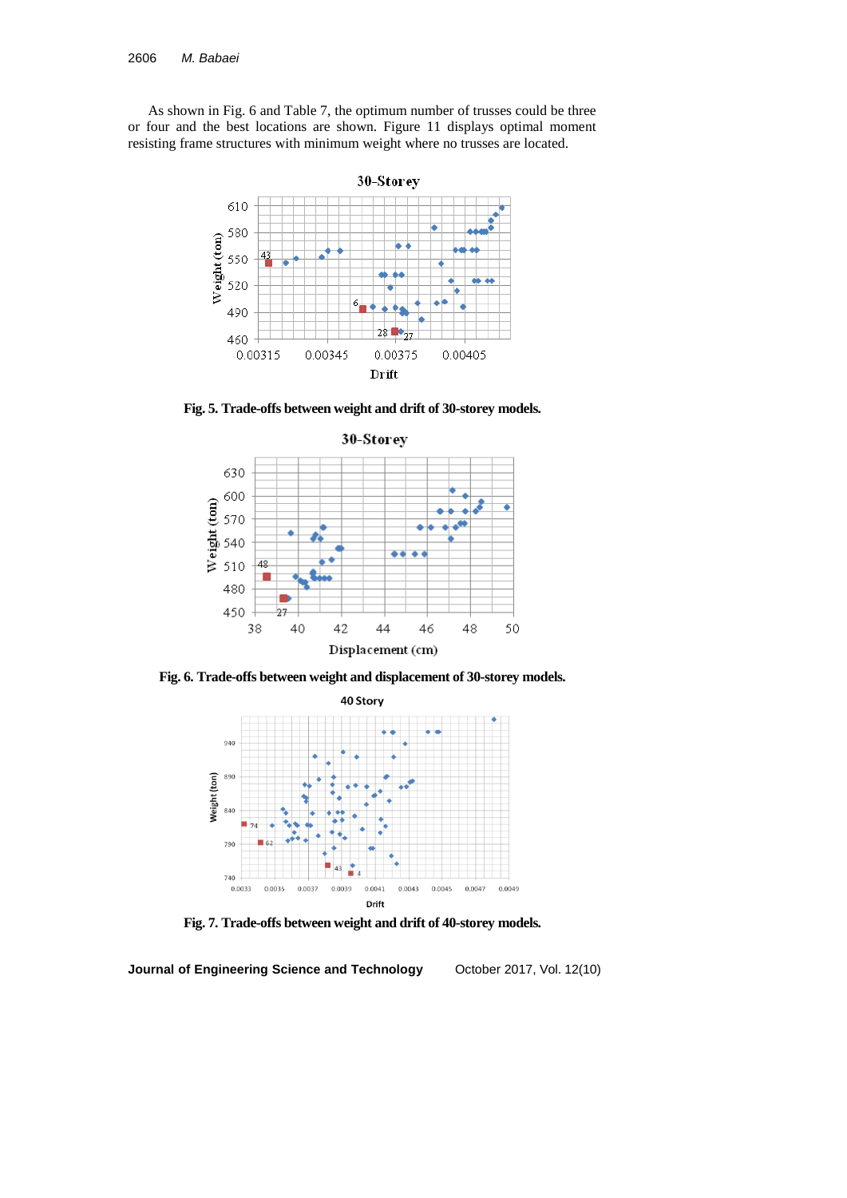As shown in Fig. 6 and Table 7, the optimum number of trusses could be three or four and the best locations are shown. Figure 11 displays optimal moment resisting frame structures with minimum weight where no trusses are located.

**Fig. 5. Trade-offs between weight and drift of 30-storey models.**

**Fig. 6. Trade-offs between weight and displacement of 30-storey models.**

**Fig. 7. Trade-offs between weight and drift of 40-storey models.**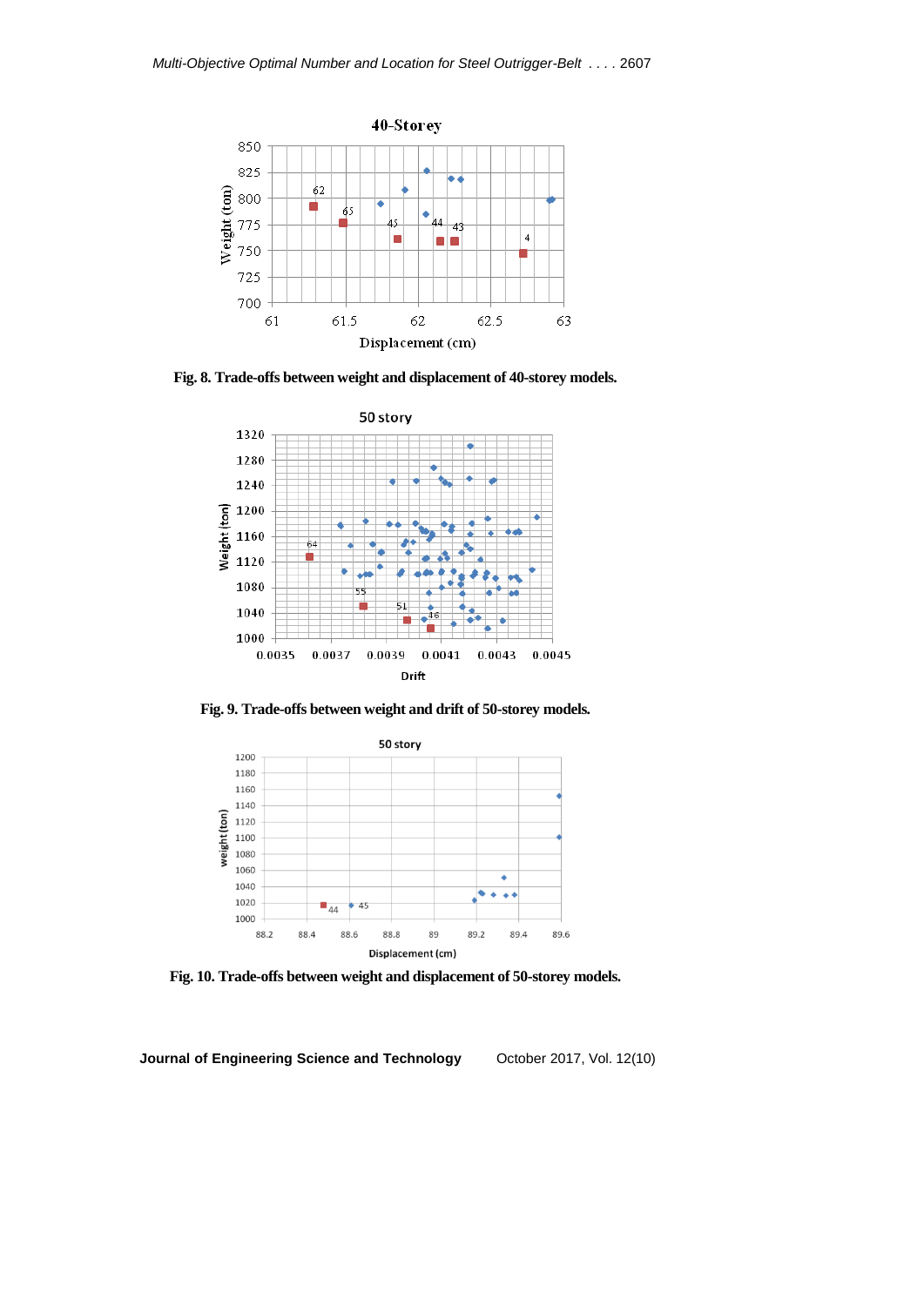**Fig. 8. Trade-offs between weight and displacement of 40-storey models.**

**Fig. 9. Trade-offs between weight and drift of 50-storey models.**

**Fig. 10. Trade-offs between weight and displacement of 50-storey models.**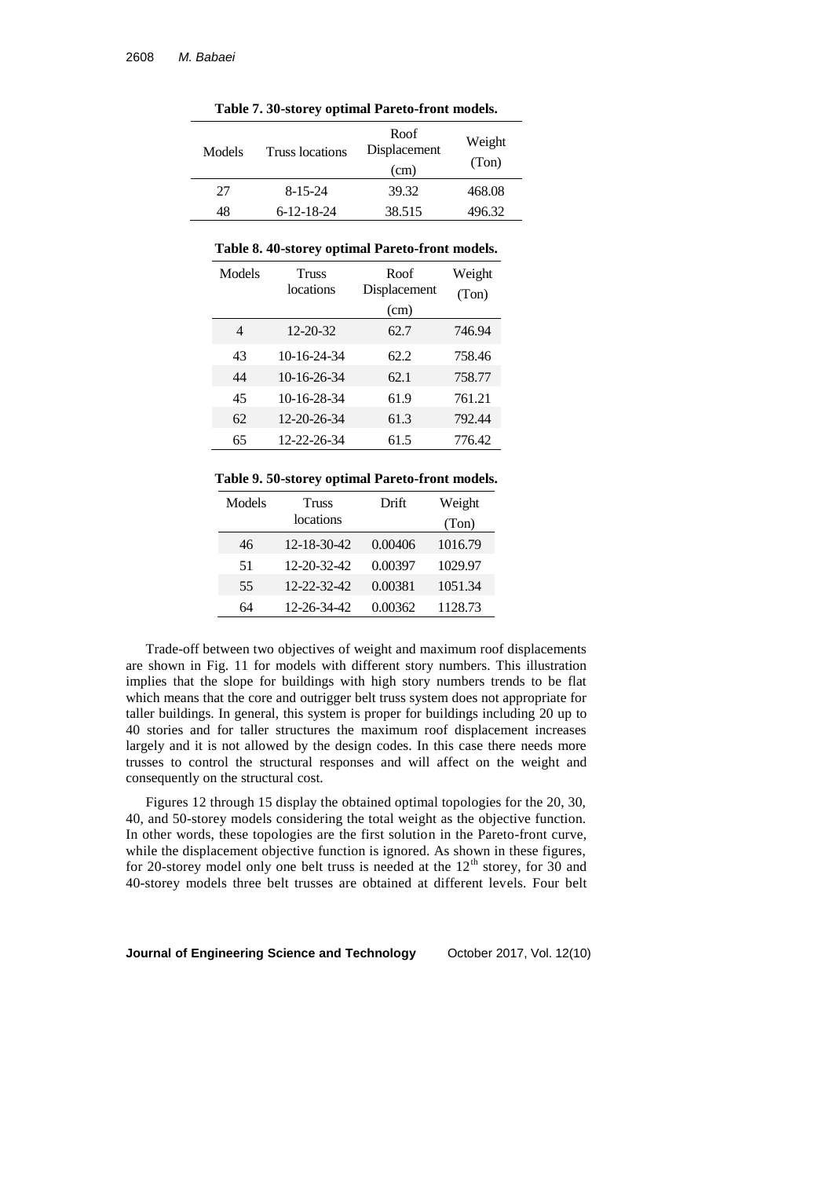**Table 7. 30-storey optimal Pareto-front models.**

| Models | Truss locations | Roof Displacement (cm) | Weight (Ton) |
|---|---|---|---|
| 27 | 8-15-24 | 39.32 | 468.08 |
| 48 | 6-12-18-24 | 38.515 | 496.32 |

**Table 8. 40-storey optimal Pareto-front models.**

| Models | Truss locations | Roof Displacement (cm) | Weight (Ton) |
|---|---|---|---|
| 4 | 12-20-32 | 62.7 | 746.94 |
| 43 | 10-16-24-34 | 62.2 | 758.46 |
| 44 | 10-16-26-34 | 62.1 | 758.77 |
| 45 | 10-16-28-34 | 61.9 | 761.21 |
| 62 | 12-20-26-34 | 61.3 | 792.44 |
| 65 | 12-22-26-34 | 61.5 | 776.42 |

**Table 9. 50-storey optimal Pareto-front models.**

| Models | Truss locations | Drift | Weight (Ton) |
|---|---|---|---|
| 46 | 12-18-30-42 | 0.00406 | 1016.79 |
| 51 | 12-20-32-42 | 0.00397 | 1029.97 |
| 55 | 12-22-32-42 | 0.00381 | 1051.34 |
| 64 | 12-26-34-42 | 0.00362 | 1128.73 |

Trade-off between two objectives of weight and maximum roof displacements are shown in Fig. 11 for models with different story numbers. This illustration implies that the slope for buildings with high story numbers trends to be flat which means that the core and outrigger belt truss system does not appropriate for taller buildings. In general, this system is proper for buildings including 20 up to 40 stories and for taller structures the maximum roof displacement increases largely and it is not allowed by the design codes. In this case there needs more trusses to control the structural responses and will affect on the weight and consequently on the structural cost.

Figures 12 through 15 display the obtained optimal topologies for the 20, 30, 40, and 50-storey models considering the total weight as the objective function. In other words, these topologies are the first solution in the Pareto-front curve, while the displacement objective function is ignored. As shown in these figures, for 20-storey model only one belt truss is needed at the $12^{th}$ storey, for 30 and 40-storey models three belt trusses are obtained at different levels. Four belt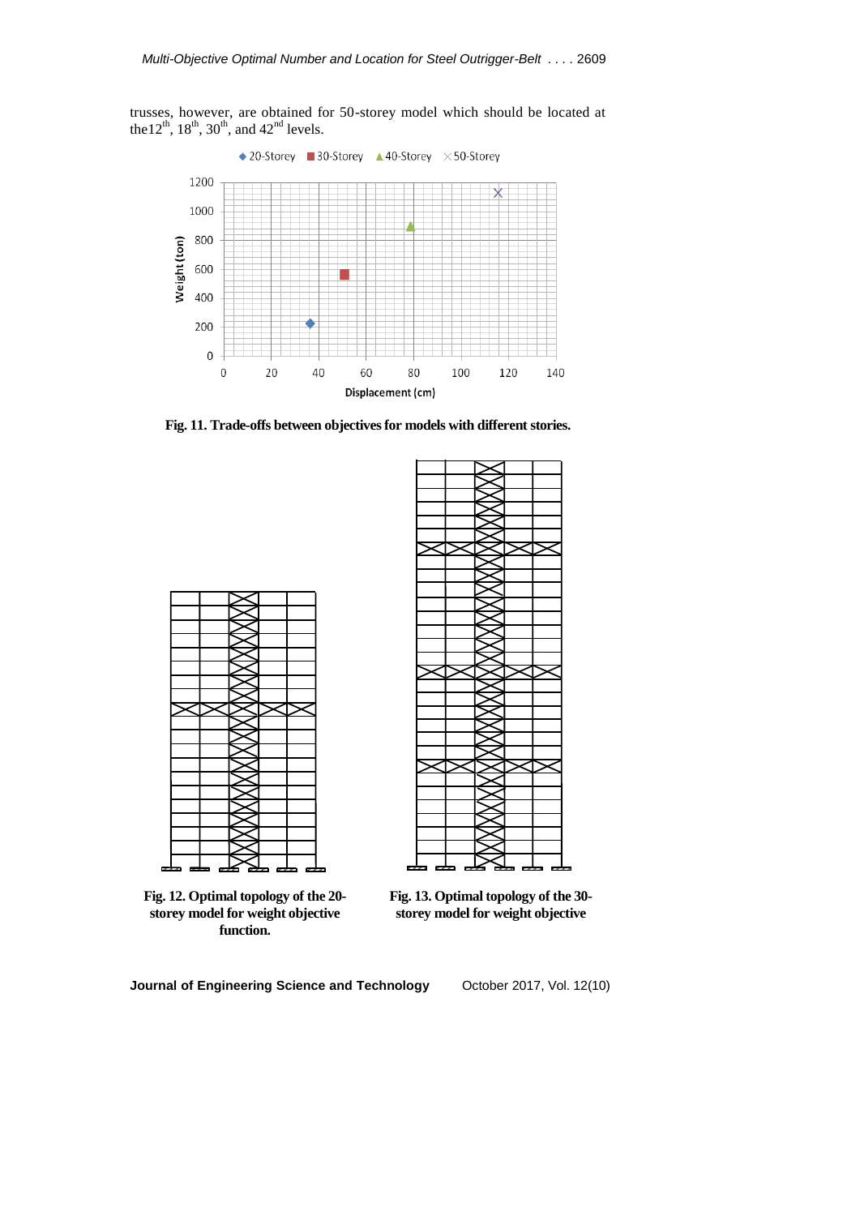trusses, however, are obtained for 50-storey model which should be located at the12th, 18th, 30th, and 42nd levels.

**Fig. 11. Trade-offs between objectives for models with different stories.**

**Fig. 12. Optimal topology of the 20-storey model for weight objective function.**

**Fig. 13. Optimal topology of the 30-storey model for weight objective**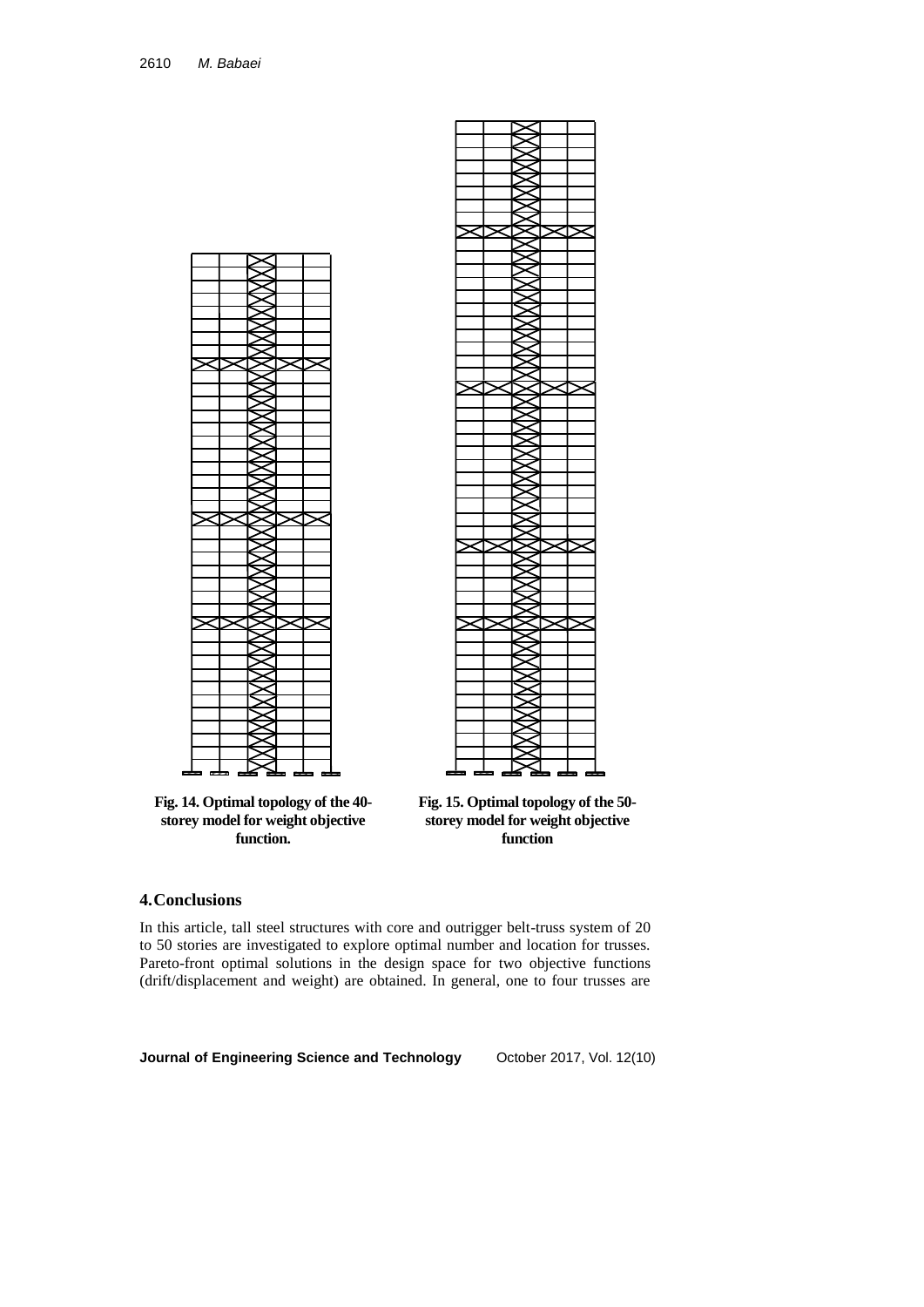Fig. 14. Optimal topology of the 40-storey model for weight objective function.

Fig. 15. Optimal topology of the 50-storey model for weight objective function

## 4. Conclusions

In this article, tall steel structures with core and outrigger belt-truss system of 20 to 50 stories are investigated to explore optimal number and location for trusses. Pareto-front optimal solutions in the design space for two objective functions (drift/displacement and weight) are obtained. In general, one to four trusses are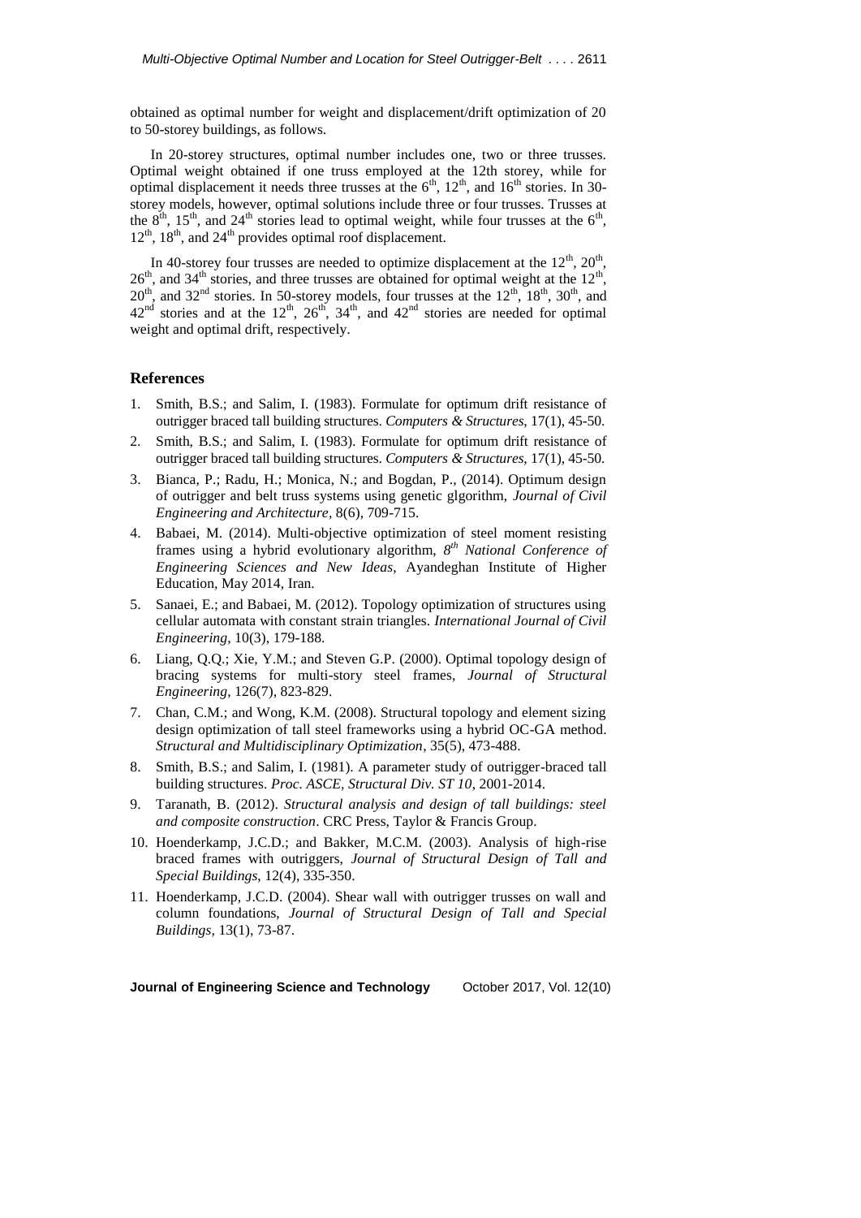obtained as optimal number for weight and displacement/drift optimization of 20 to 50-storey buildings, as follows.

In 20-storey structures, optimal number includes one, two or three trusses. Optimal weight obtained if one truss employed at the 12th storey, while for optimal displacement it needs three trusses at the $6^{th}$, $12^{th}$, and $16^{th}$ stories. In 30-storey models, however, optimal solutions include three or four trusses. Trusses at the $8^{th}$, $15^{th}$, and $24^{th}$ stories lead to optimal weight, while four trusses at the $6^{th}$, $12^{th}$, $18^{th}$, and $24^{th}$ provides optimal roof displacement.

In 40-storey four trusses are needed to optimize displacement at the $12^{th}$, $20^{th}$, $26^{th}$, and $34^{th}$ stories, and three trusses are obtained for optimal weight at the $12^{th}$, $20^{th}$, and $32^{nd}$ stories. In 50-storey models, four trusses at the $12^{th}$, $18^{th}$, $30^{th}$, and $42^{nd}$ stories and at the $12^{th}$, $26^{th}$, $34^{th}$, and $42^{nd}$ stories are needed for optimal weight and optimal drift, respectively.

## References

1. Smith, B.S.; and Salim, I. (1983). Formulate for optimum drift resistance of outrigger braced tall building structures. *Computers & Structures*, 17(1), 45-50.
2. Smith, B.S.; and Salim, I. (1983). Formulate for optimum drift resistance of outrigger braced tall building structures. *Computers & Structures*, 17(1), 45-50.
3. Bianca, P.; Radu, H.; Monica, N.; and Bogdan, P., (2014). Optimum design of outrigger and belt truss systems using genetic glgorithm, *Journal of Civil Engineering and Architecture*, 8(6), 709-715.
4. Babaei, M. (2014). Multi-objective optimization of steel moment resisting frames using a hybrid evolutionary algorithm, *8th National Conference of Engineering Sciences and New Ideas*, Ayandeghan Institute of Higher Education, May 2014, Iran.
5. Sanaei, E.; and Babaei, M. (2012). Topology optimization of structures using cellular automata with constant strain triangles. *International Journal of Civil Engineering*, 10(3), 179-188.
6. Liang, Q.Q.; Xie, Y.M.; and Steven G.P. (2000). Optimal topology design of bracing systems for multi-story steel frames, *Journal of Structural Engineering*, 126(7), 823-829.
7. Chan, C.M.; and Wong, K.M. (2008). Structural topology and element sizing design optimization of tall steel frameworks using a hybrid OC-GA method. *Structural and Multidisciplinary Optimization*, 35(5), 473-488.
8. Smith, B.S.; and Salim, I. (1981). A parameter study of outrigger-braced tall building structures. *Proc. ASCE, Structural Div. ST 10*, 2001-2014.
9. Taranath, B. (2012). *Structural analysis and design of tall buildings: steel and composite construction*. CRC Press, Taylor & Francis Group.
10. Hoenderkamp, J.C.D.; and Bakker, M.C.M. (2003). Analysis of high-rise braced frames with outriggers, *Journal of Structural Design of Tall and Special Buildings*, 12(4), 335-350.
11. Hoenderkamp, J.C.D. (2004). Shear wall with outrigger trusses on wall and column foundations, *Journal of Structural Design of Tall and Special Buildings*, 13(1), 73-87.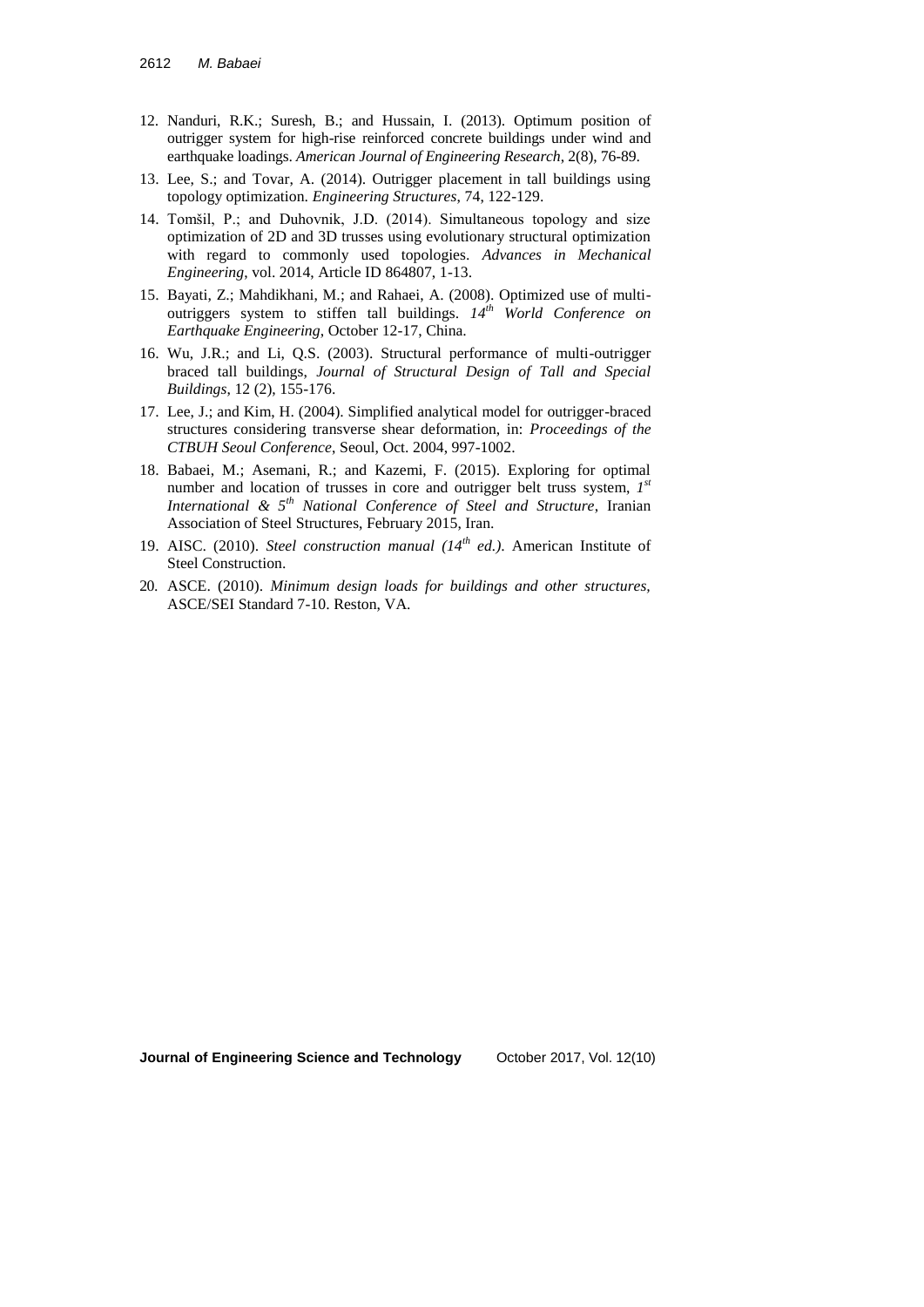12. Nanduri, R.K.; Suresh, B.; and Hussain, I. (2013). Optimum position of outrigger system for high-rise reinforced concrete buildings under wind and earthquake loadings. *American Journal of Engineering Research*, 2(8), 76-89.
13. Lee, S.; and Tovar, A. (2014). Outrigger placement in tall buildings using topology optimization. *Engineering Structures*, 74, 122-129.
14. Tomšil, P.; and Duhovnik, J.D. (2014). Simultaneous topology and size optimization of 2D and 3D trusses using evolutionary structural optimization with regard to commonly used topologies. *Advances in Mechanical Engineering*, vol. 2014, Article ID 864807, 1-13.
15. Bayati, Z.; Mahdikhani, M.; and Rahaei, A. (2008). Optimized use of multi-outriggers system to stiffen tall buildings. *14th World Conference on Earthquake Engineering*, October 12-17, China.
16. Wu, J.R.; and Li, Q.S. (2003). Structural performance of multi-outrigger braced tall buildings, *Journal of Structural Design of Tall and Special Buildings*, 12 (2), 155-176.
17. Lee, J.; and Kim, H. (2004). Simplified analytical model for outrigger-braced structures considering transverse shear deformation, in: *Proceedings of the CTBUH Seoul Conference*, Seoul, Oct. 2004, 997-1002.
18. Babaei, M.; Asemani, R.; and Kazemi, F. (2015). Exploring for optimal number and location of trusses in core and outrigger belt truss system, *1st International & 5th National Conference of Steel and Structure*, Iranian Association of Steel Structures, February 2015, Iran.
19. AISC. (2010). *Steel construction manual (14th ed.)*. American Institute of Steel Construction.
20. ASCE. (2010). *Minimum design loads for buildings and other structures,* ASCE/SEI Standard 7-10. Reston, VA.